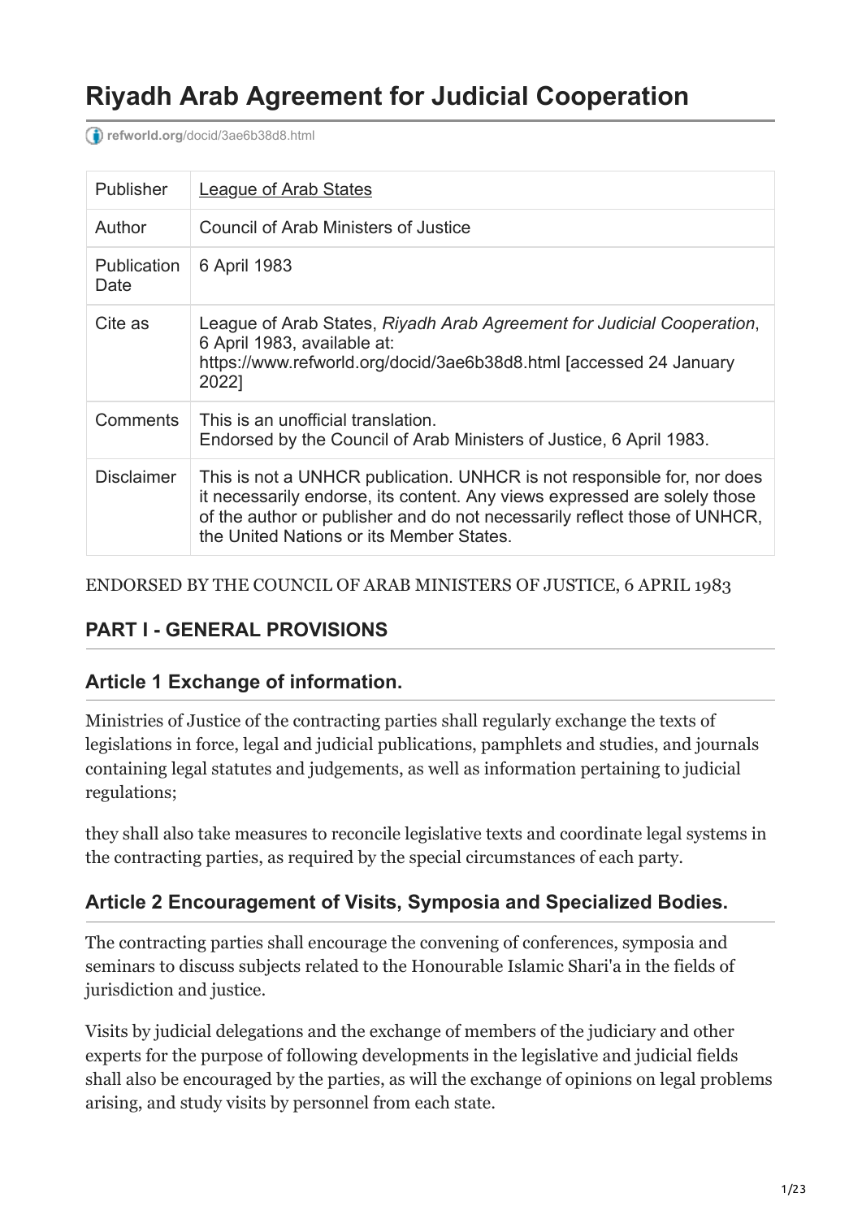# Riyadh Arab Agreement for Judicial Cooperation

refworld.org/docid/3ae6b38d8.html

| Publisher | League of Arab States |
| --- | --- |
| Author | Council of Arab Ministers of Justice |
| Publication Date | 6 April 1983 |
| Cite as | League of Arab States, *Riyadh Arab Agreement for Judicial Cooperation*, 6 April 1983, available at: https://www.refworld.org/docid/3ae6b38d8.html [accessed 24 January 2022] |
| Comments | This is an unofficial translation. Endorsed by the Council of Arab Ministers of Justice, 6 April 1983. |
| Disclaimer | This is not a UNHCR publication. UNHCR is not responsible for, nor does it necessarily endorse, its content. Any views expressed are solely those of the author or publisher and do not necessarily reflect those of UNHCR, the United Nations or its Member States. |

ENDORSED BY THE COUNCIL OF ARAB MINISTERS OF JUSTICE, 6 APRIL 1983

## PART I - GENERAL PROVISIONS

### Article 1 Exchange of information.

Ministries of Justice of the contracting parties shall regularly exchange the texts of legislations in force, legal and judicial publications, pamphlets and studies, and journals containing legal statutes and judgements, as well as information pertaining to judicial regulations;

they shall also take measures to reconcile legislative texts and coordinate legal systems in the contracting parties, as required by the special circumstances of each party.

### Article 2 Encouragement of Visits, Symposia and Specialized Bodies.

The contracting parties shall encourage the convening of conferences, symposia and seminars to discuss subjects related to the Honourable Islamic Shari'a in the fields of jurisdiction and justice.

Visits by judicial delegations and the exchange of members of the judiciary and other experts for the purpose of following developments in the legislative and judicial fields shall also be encouraged by the parties, as will the exchange of opinions on legal problems arising, and study visits by personnel from each state.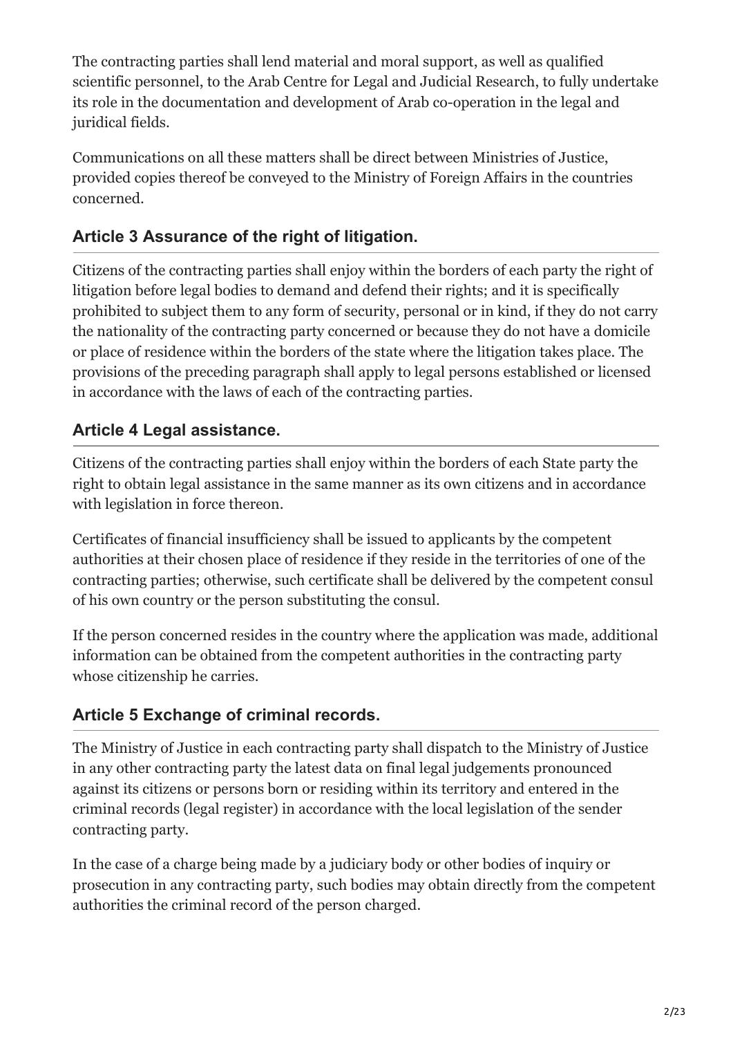The contracting parties shall lend material and moral support, as well as qualified scientific personnel, to the Arab Centre for Legal and Judicial Research, to fully undertake its role in the documentation and development of Arab co-operation in the legal and juridical fields.

Communications on all these matters shall be direct between Ministries of Justice, provided copies thereof be conveyed to the Ministry of Foreign Affairs in the countries concerned.

### Article 3 Assurance of the right of litigation.

Citizens of the contracting parties shall enjoy within the borders of each party the right of litigation before legal bodies to demand and defend their rights; and it is specifically prohibited to subject them to any form of security, personal or in kind, if they do not carry the nationality of the contracting party concerned or because they do not have a domicile or place of residence within the borders of the state where the litigation takes place. The provisions of the preceding paragraph shall apply to legal persons established or licensed in accordance with the laws of each of the contracting parties.

### Article 4 Legal assistance.

Citizens of the contracting parties shall enjoy within the borders of each State party the right to obtain legal assistance in the same manner as its own citizens and in accordance with legislation in force thereon.

Certificates of financial insufficiency shall be issued to applicants by the competent authorities at their chosen place of residence if they reside in the territories of one of the contracting parties; otherwise, such certificate shall be delivered by the competent consul of his own country or the person substituting the consul.

If the person concerned resides in the country where the application was made, additional information can be obtained from the competent authorities in the contracting party whose citizenship he carries.

### Article 5 Exchange of criminal records.

The Ministry of Justice in each contracting party shall dispatch to the Ministry of Justice in any other contracting party the latest data on final legal judgements pronounced against its citizens or persons born or residing within its territory and entered in the criminal records (legal register) in accordance with the local legislation of the sender contracting party.

In the case of a charge being made by a judiciary body or other bodies of inquiry or prosecution in any contracting party, such bodies may obtain directly from the competent authorities the criminal record of the person charged.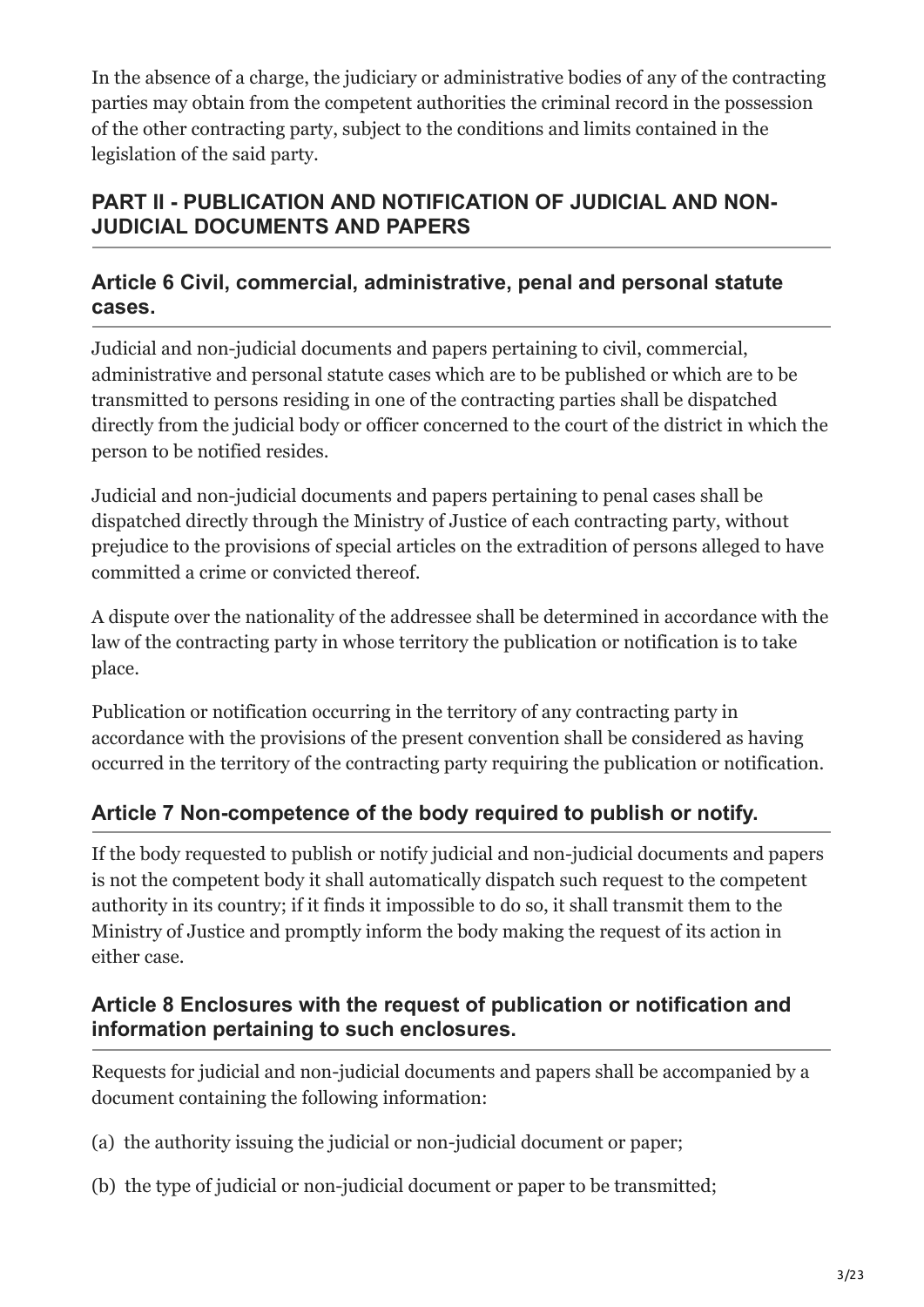In the absence of a charge, the judiciary or administrative bodies of any of the contracting parties may obtain from the competent authorities the criminal record in the possession of the other contracting party, subject to the conditions and limits contained in the legislation of the said party.

## PART II - PUBLICATION AND NOTIFICATION OF JUDICIAL AND NON-JUDICIAL DOCUMENTS AND PAPERS

### Article 6 Civil, commercial, administrative, penal and personal statute cases.

Judicial and non-judicial documents and papers pertaining to civil, commercial, administrative and personal statute cases which are to be published or which are to be transmitted to persons residing in one of the contracting parties shall be dispatched directly from the judicial body or officer concerned to the court of the district in which the person to be notified resides.

Judicial and non-judicial documents and papers pertaining to penal cases shall be dispatched directly through the Ministry of Justice of each contracting party, without prejudice to the provisions of special articles on the extradition of persons alleged to have committed a crime or convicted thereof.

A dispute over the nationality of the addressee shall be determined in accordance with the law of the contracting party in whose territory the publication or notification is to take place.

Publication or notification occurring in the territory of any contracting party in accordance with the provisions of the present convention shall be considered as having occurred in the territory of the contracting party requiring the publication or notification.

### Article 7 Non-competence of the body required to publish or notify.

If the body requested to publish or notify judicial and non-judicial documents and papers is not the competent body it shall automatically dispatch such request to the competent authority in its country; if it finds it impossible to do so, it shall transmit them to the Ministry of Justice and promptly inform the body making the request of its action in either case.

### Article 8 Enclosures with the request of publication or notification and information pertaining to such enclosures.

Requests for judicial and non-judicial documents and papers shall be accompanied by a document containing the following information:

(a) the authority issuing the judicial or non-judicial document or paper;

(b) the type of judicial or non-judicial document or paper to be transmitted;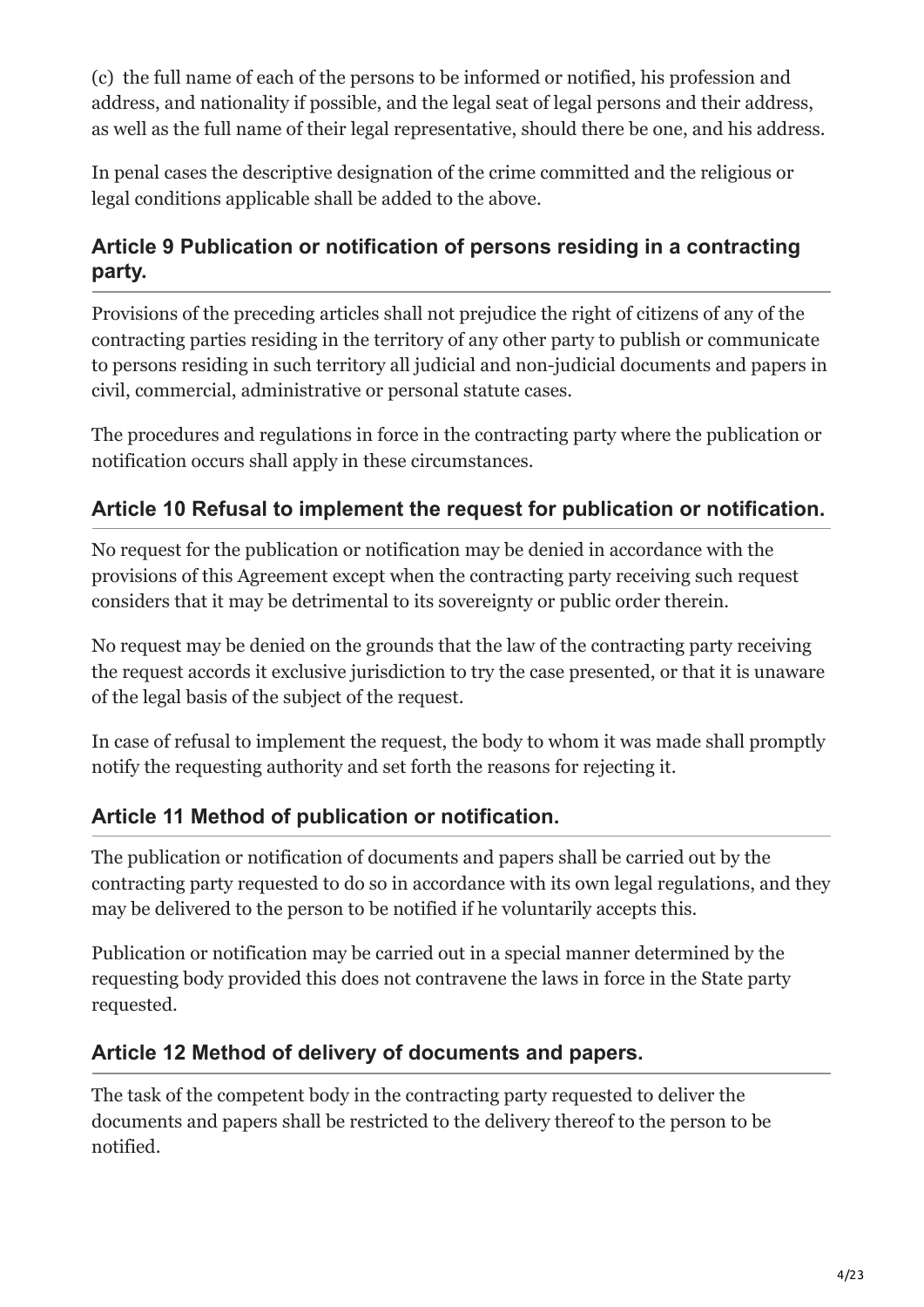(c) the full name of each of the persons to be informed or notified, his profession and address, and nationality if possible, and the legal seat of legal persons and their address, as well as the full name of their legal representative, should there be one, and his address.

In penal cases the descriptive designation of the crime committed and the religious or legal conditions applicable shall be added to the above.

### Article 9 Publication or notification of persons residing in a contracting party.

Provisions of the preceding articles shall not prejudice the right of citizens of any of the contracting parties residing in the territory of any other party to publish or communicate to persons residing in such territory all judicial and non-judicial documents and papers in civil, commercial, administrative or personal statute cases.

The procedures and regulations in force in the contracting party where the publication or notification occurs shall apply in these circumstances.

### Article 10 Refusal to implement the request for publication or notification.

No request for the publication or notification may be denied in accordance with the provisions of this Agreement except when the contracting party receiving such request considers that it may be detrimental to its sovereignty or public order therein.

No request may be denied on the grounds that the law of the contracting party receiving the request accords it exclusive jurisdiction to try the case presented, or that it is unaware of the legal basis of the subject of the request.

In case of refusal to implement the request, the body to whom it was made shall promptly notify the requesting authority and set forth the reasons for rejecting it.

### Article 11 Method of publication or notification.

The publication or notification of documents and papers shall be carried out by the contracting party requested to do so in accordance with its own legal regulations, and they may be delivered to the person to be notified if he voluntarily accepts this.

Publication or notification may be carried out in a special manner determined by the requesting body provided this does not contravene the laws in force in the State party requested.

### Article 12 Method of delivery of documents and papers.

The task of the competent body in the contracting party requested to deliver the documents and papers shall be restricted to the delivery thereof to the person to be notified.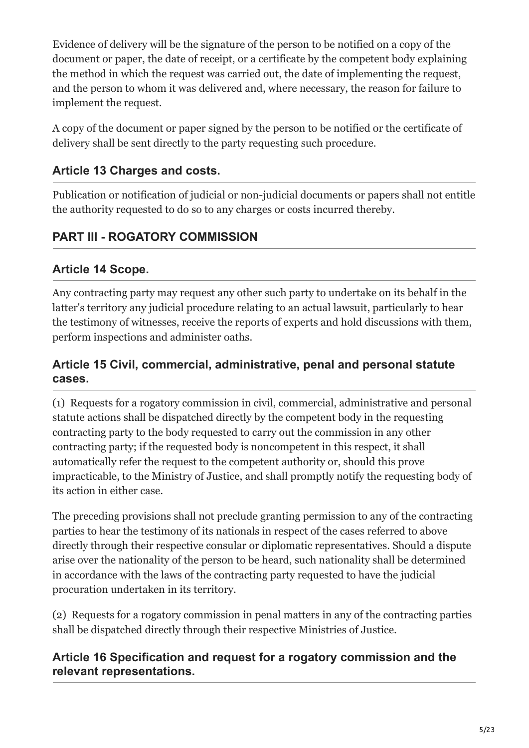Evidence of delivery will be the signature of the person to be notified on a copy of the document or paper, the date of receipt, or a certificate by the competent body explaining the method in which the request was carried out, the date of implementing the request, and the person to whom it was delivered and, where necessary, the reason for failure to implement the request.

A copy of the document or paper signed by the person to be notified or the certificate of delivery shall be sent directly to the party requesting such procedure.

### Article 13 Charges and costs.

Publication or notification of judicial or non-judicial documents or papers shall not entitle the authority requested to do so to any charges or costs incurred thereby.

## PART III - ROGATORY COMMISSION

### Article 14 Scope.

Any contracting party may request any other such party to undertake on its behalf in the latter's territory any judicial procedure relating to an actual lawsuit, particularly to hear the testimony of witnesses, receive the reports of experts and hold discussions with them, perform inspections and administer oaths.

### Article 15 Civil, commercial, administrative, penal and personal statute cases.

(1) Requests for a rogatory commission in civil, commercial, administrative and personal statute actions shall be dispatched directly by the competent body in the requesting contracting party to the body requested to carry out the commission in any other contracting party; if the requested body is noncompetent in this respect, it shall automatically refer the request to the competent authority or, should this prove impracticable, to the Ministry of Justice, and shall promptly notify the requesting body of its action in either case.

The preceding provisions shall not preclude granting permission to any of the contracting parties to hear the testimony of its nationals in respect of the cases referred to above directly through their respective consular or diplomatic representatives. Should a dispute arise over the nationality of the person to be heard, such nationality shall be determined in accordance with the laws of the contracting party requested to have the judicial procuration undertaken in its territory.

(2) Requests for a rogatory commission in penal matters in any of the contracting parties shall be dispatched directly through their respective Ministries of Justice.

### Article 16 Specification and request for a rogatory commission and the relevant representations.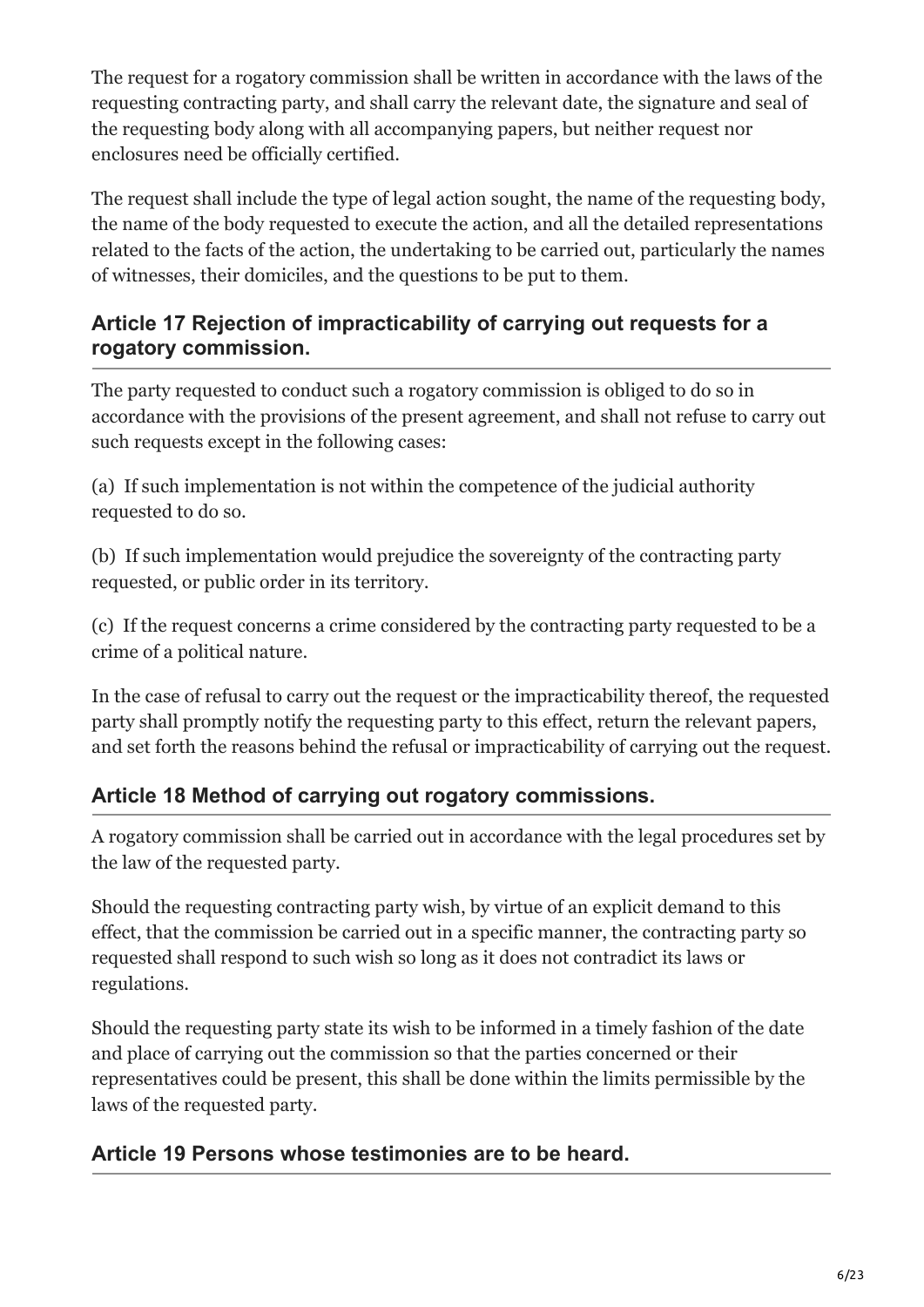The request for a rogatory commission shall be written in accordance with the laws of the requesting contracting party, and shall carry the relevant date, the signature and seal of the requesting body along with all accompanying papers, but neither request nor enclosures need be officially certified.

The request shall include the type of legal action sought, the name of the requesting body, the name of the body requested to execute the action, and all the detailed representations related to the facts of the action, the undertaking to be carried out, particularly the names of witnesses, their domiciles, and the questions to be put to them.

### Article 17 Rejection of impracticability of carrying out requests for a rogatory commission.

The party requested to conduct such a rogatory commission is obliged to do so in accordance with the provisions of the present agreement, and shall not refuse to carry out such requests except in the following cases:

(a) If such implementation is not within the competence of the judicial authority requested to do so.

(b) If such implementation would prejudice the sovereignty of the contracting party requested, or public order in its territory.

(c) If the request concerns a crime considered by the contracting party requested to be a crime of a political nature.

In the case of refusal to carry out the request or the impracticability thereof, the requested party shall promptly notify the requesting party to this effect, return the relevant papers, and set forth the reasons behind the refusal or impracticability of carrying out the request.

### Article 18 Method of carrying out rogatory commissions.

A rogatory commission shall be carried out in accordance with the legal procedures set by the law of the requested party.

Should the requesting contracting party wish, by virtue of an explicit demand to this effect, that the commission be carried out in a specific manner, the contracting party so requested shall respond to such wish so long as it does not contradict its laws or regulations.

Should the requesting party state its wish to be informed in a timely fashion of the date and place of carrying out the commission so that the parties concerned or their representatives could be present, this shall be done within the limits permissible by the laws of the requested party.

### Article 19 Persons whose testimonies are to be heard.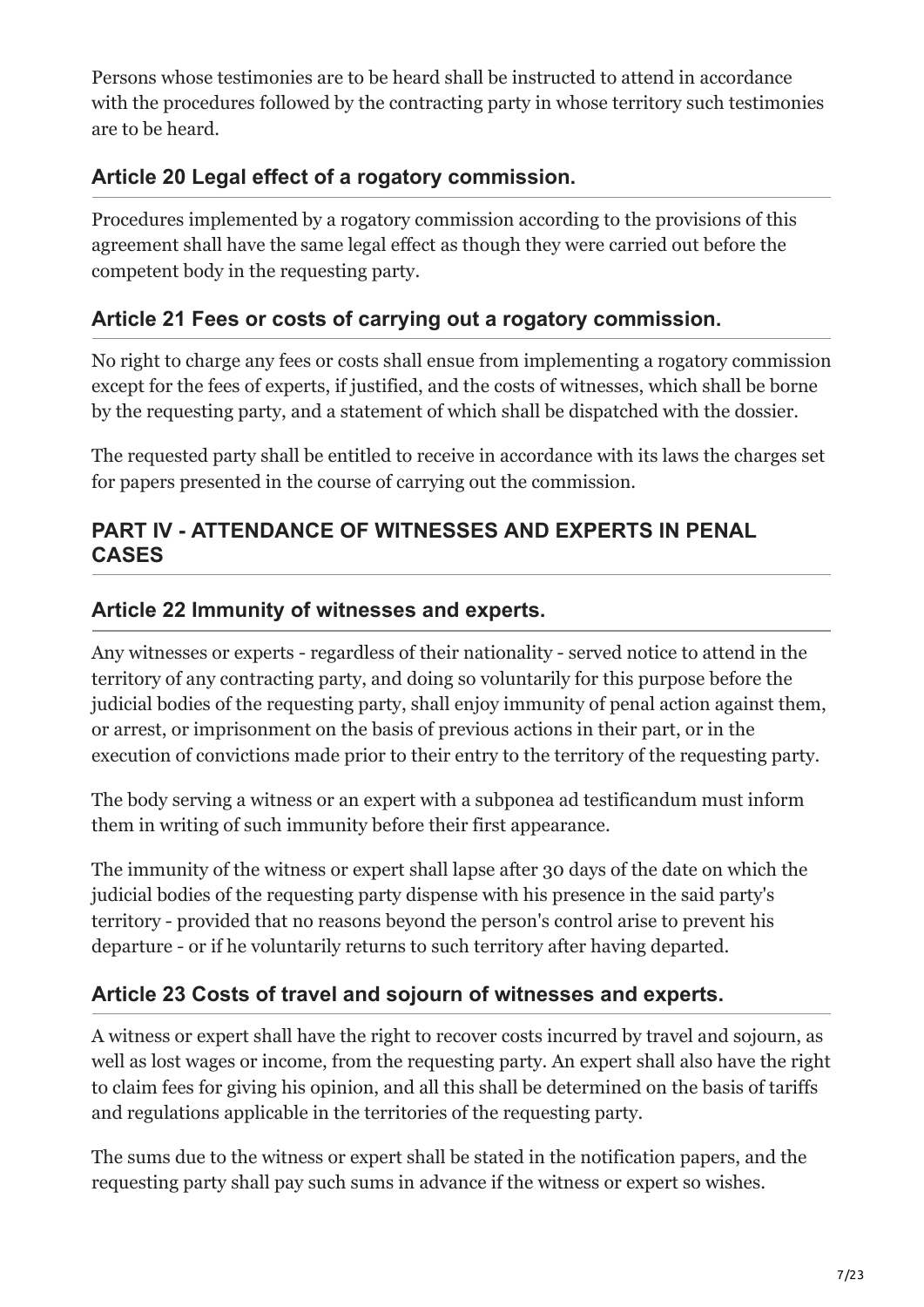Persons whose testimonies are to be heard shall be instructed to attend in accordance with the procedures followed by the contracting party in whose territory such testimonies are to be heard.

### Article 20 Legal effect of a rogatory commission.

Procedures implemented by a rogatory commission according to the provisions of this agreement shall have the same legal effect as though they were carried out before the competent body in the requesting party.

### Article 21 Fees or costs of carrying out a rogatory commission.

No right to charge any fees or costs shall ensue from implementing a rogatory commission except for the fees of experts, if justified, and the costs of witnesses, which shall be borne by the requesting party, and a statement of which shall be dispatched with the dossier.

The requested party shall be entitled to receive in accordance with its laws the charges set for papers presented in the course of carrying out the commission.

### PART IV - ATTENDANCE OF WITNESSES AND EXPERTS IN PENAL CASES

### Article 22 Immunity of witnesses and experts.

Any witnesses or experts - regardless of their nationality - served notice to attend in the territory of any contracting party, and doing so voluntarily for this purpose before the judicial bodies of the requesting party, shall enjoy immunity of penal action against them, or arrest, or imprisonment on the basis of previous actions in their part, or in the execution of convictions made prior to their entry to the territory of the requesting party.

The body serving a witness or an expert with a subponea ad testificandum must inform them in writing of such immunity before their first appearance.

The immunity of the witness or expert shall lapse after 30 days of the date on which the judicial bodies of the requesting party dispense with his presence in the said party's territory - provided that no reasons beyond the person's control arise to prevent his departure - or if he voluntarily returns to such territory after having departed.

### Article 23 Costs of travel and sojourn of witnesses and experts.

A witness or expert shall have the right to recover costs incurred by travel and sojourn, as well as lost wages or income, from the requesting party. An expert shall also have the right to claim fees for giving his opinion, and all this shall be determined on the basis of tariffs and regulations applicable in the territories of the requesting party.

The sums due to the witness or expert shall be stated in the notification papers, and the requesting party shall pay such sums in advance if the witness or expert so wishes.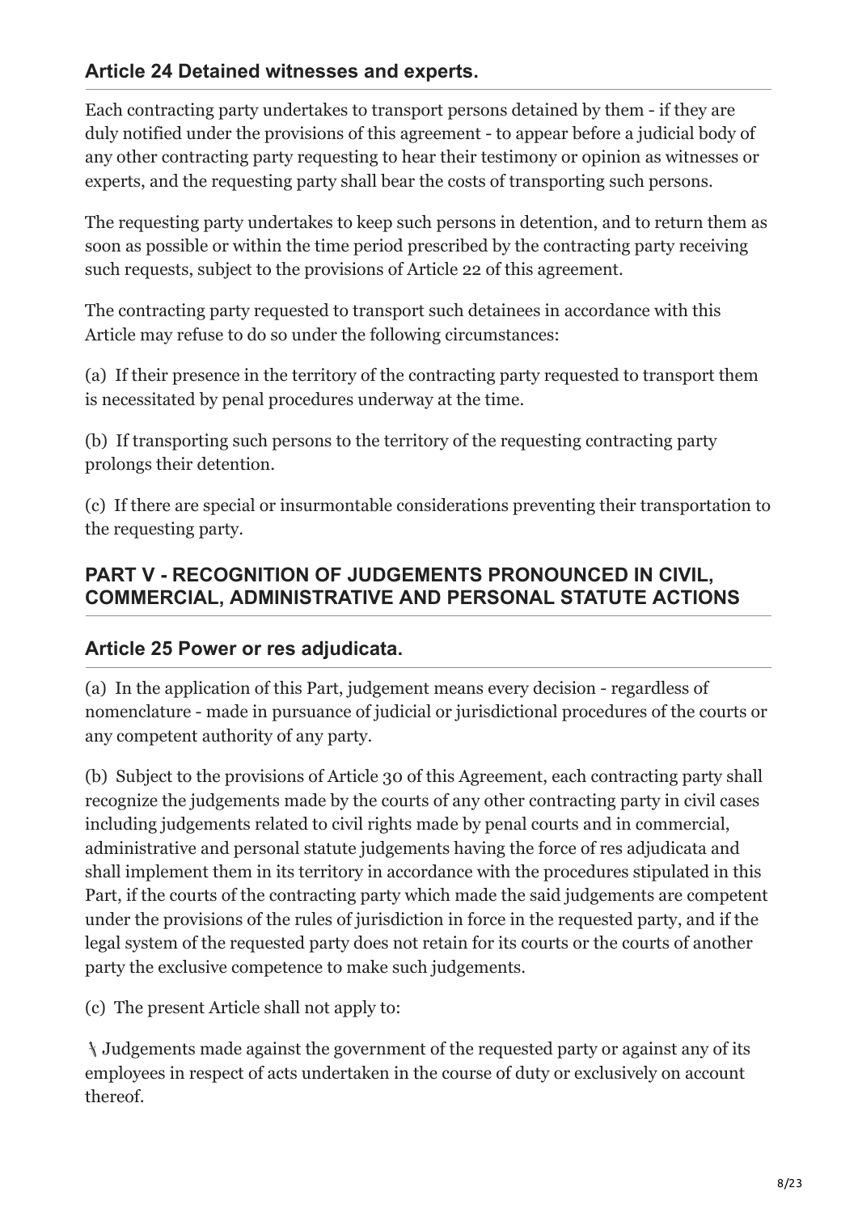### Article 24 Detained witnesses and experts.

Each contracting party undertakes to transport persons detained by them - if they are duly notified under the provisions of this agreement - to appear before a judicial body of any other contracting party requesting to hear their testimony or opinion as witnesses or experts, and the requesting party shall bear the costs of transporting such persons.

The requesting party undertakes to keep such persons in detention, and to return them as soon as possible or within the time period prescribed by the contracting party receiving such requests, subject to the provisions of Article 22 of this agreement.

The contracting party requested to transport such detainees in accordance with this Article may refuse to do so under the following circumstances:

(a) If their presence in the territory of the contracting party requested to transport them is necessitated by penal procedures underway at the time.

(b) If transporting such persons to the territory of the requesting contracting party prolongs their detention.

(c) If there are special or insurmontable considerations preventing their transportation to the requesting party.

## PART V - RECOGNITION OF JUDGEMENTS PRONOUNCED IN CIVIL, COMMERCIAL, ADMINISTRATIVE AND PERSONAL STATUTE ACTIONS

### Article 25 Power or res adjudicata.

(a) In the application of this Part, judgement means every decision - regardless of nomenclature - made in pursuance of judicial or jurisdictional procedures of the courts or any competent authority of any party.

(b) Subject to the provisions of Article 30 of this Agreement, each contracting party shall recognize the judgements made by the courts of any other contracting party in civil cases including judgements related to civil rights made by penal courts and in commercial, administrative and personal statute judgements having the force of res adjudicata and shall implement them in its territory in accordance with the procedures stipulated in this Part, if the courts of the contracting party which made the said judgements are competent under the provisions of the rules of jurisdiction in force in the requested party, and if the legal system of the requested party does not retain for its courts or the courts of another party the exclusive competence to make such judgements.

(c) The present Article shall not apply to:

\ Judgements made against the government of the requested party or against any of its employees in respect of acts undertaken in the course of duty or exclusively on account thereof.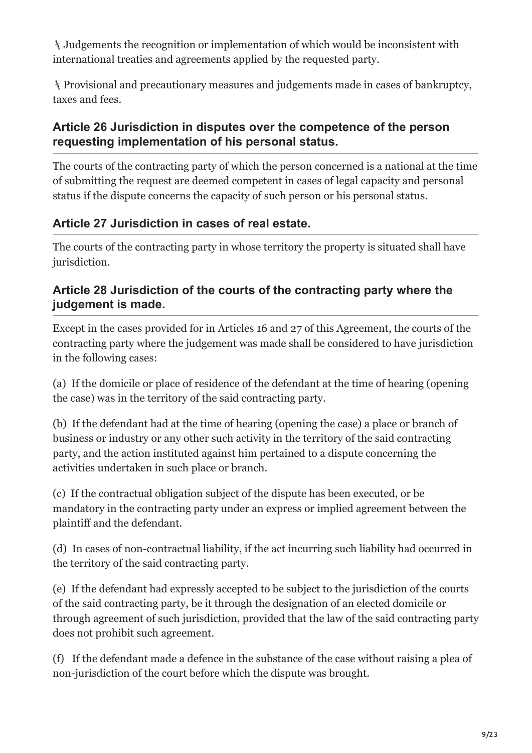∖ Judgements the recognition or implementation of which would be inconsistent with international treaties and agreements applied by the requested party.

∖ Provisional and precautionary measures and judgements made in cases of bankruptcy, taxes and fees.

### Article 26 Jurisdiction in disputes over the competence of the person requesting implementation of his personal status.

The courts of the contracting party of which the person concerned is a national at the time of submitting the request are deemed competent in cases of legal capacity and personal status if the dispute concerns the capacity of such person or his personal status.

### Article 27 Jurisdiction in cases of real estate.

The courts of the contracting party in whose territory the property is situated shall have jurisdiction.

### Article 28 Jurisdiction of the courts of the contracting party where the judgement is made.

Except in the cases provided for in Articles 16 and 27 of this Agreement, the courts of the contracting party where the judgement was made shall be considered to have jurisdiction in the following cases:

(a) If the domicile or place of residence of the defendant at the time of hearing (opening the case) was in the territory of the said contracting party.

(b) If the defendant had at the time of hearing (opening the case) a place or branch of business or industry or any other such activity in the territory of the said contracting party, and the action instituted against him pertained to a dispute concerning the activities undertaken in such place or branch.

(c) If the contractual obligation subject of the dispute has been executed, or be mandatory in the contracting party under an express or implied agreement between the plaintiff and the defendant.

(d) In cases of non-contractual liability, if the act incurring such liability had occurred in the territory of the said contracting party.

(e) If the defendant had expressly accepted to be subject to the jurisdiction of the courts of the said contracting party, be it through the designation of an elected domicile or through agreement of such jurisdiction, provided that the law of the said contracting party does not prohibit such agreement.

(f) If the defendant made a defence in the substance of the case without raising a plea of non-jurisdiction of the court before which the dispute was brought.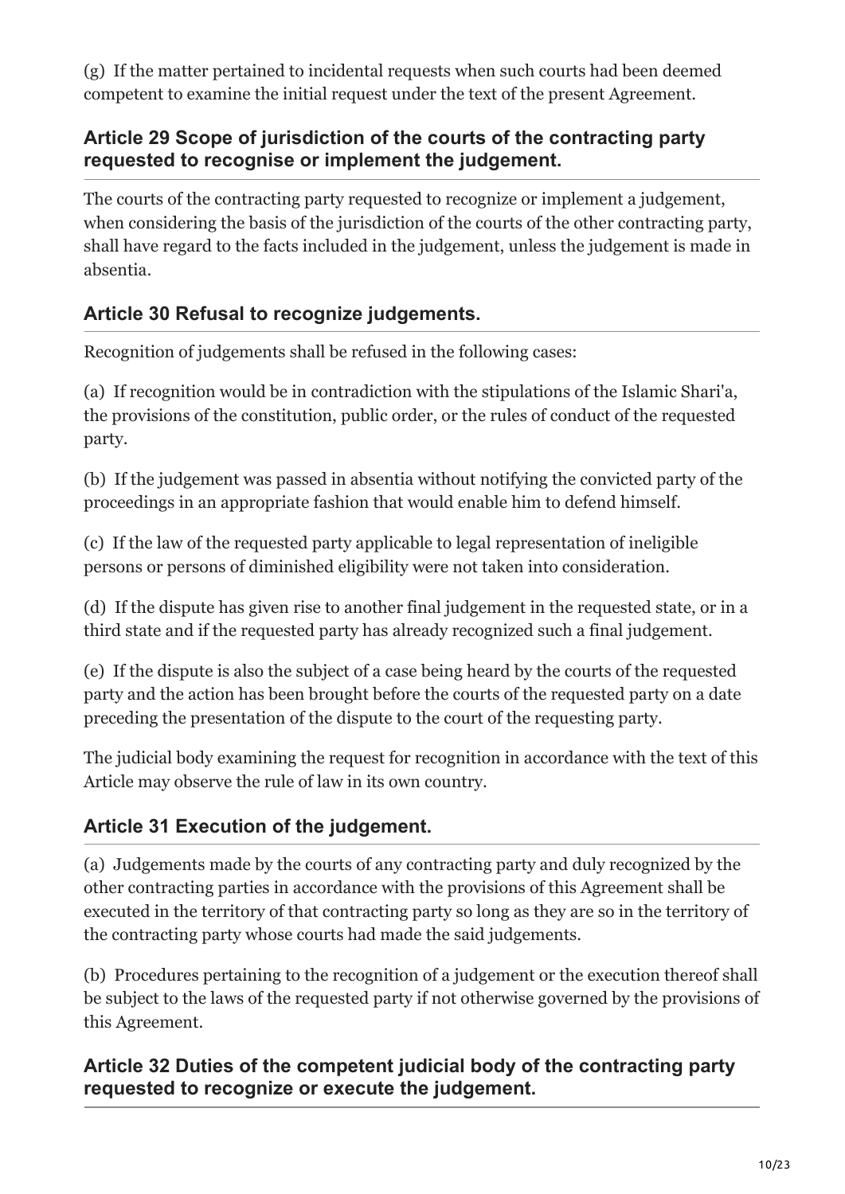(g) If the matter pertained to incidental requests when such courts had been deemed competent to examine the initial request under the text of the present Agreement.

### Article 29 Scope of jurisdiction of the courts of the contracting party requested to recognise or implement the judgement.

The courts of the contracting party requested to recognize or implement a judgement, when considering the basis of the jurisdiction of the courts of the other contracting party, shall have regard to the facts included in the judgement, unless the judgement is made in absentia.

### Article 30 Refusal to recognize judgements.

Recognition of judgements shall be refused in the following cases:

(a) If recognition would be in contradiction with the stipulations of the Islamic Shari'a, the provisions of the constitution, public order, or the rules of conduct of the requested party.

(b) If the judgement was passed in absentia without notifying the convicted party of the proceedings in an appropriate fashion that would enable him to defend himself.

(c) If the law of the requested party applicable to legal representation of ineligible persons or persons of diminished eligibility were not taken into consideration.

(d) If the dispute has given rise to another final judgement in the requested state, or in a third state and if the requested party has already recognized such a final judgement.

(e) If the dispute is also the subject of a case being heard by the courts of the requested party and the action has been brought before the courts of the requested party on a date preceding the presentation of the dispute to the court of the requesting party.

The judicial body examining the request for recognition in accordance with the text of this Article may observe the rule of law in its own country.

### Article 31 Execution of the judgement.

(a) Judgements made by the courts of any contracting party and duly recognized by the other contracting parties in accordance with the provisions of this Agreement shall be executed in the territory of that contracting party so long as they are so in the territory of the contracting party whose courts had made the said judgements.

(b) Procedures pertaining to the recognition of a judgement or the execution thereof shall be subject to the laws of the requested party if not otherwise governed by the provisions of this Agreement.

### Article 32 Duties of the competent judicial body of the contracting party requested to recognize or execute the judgement.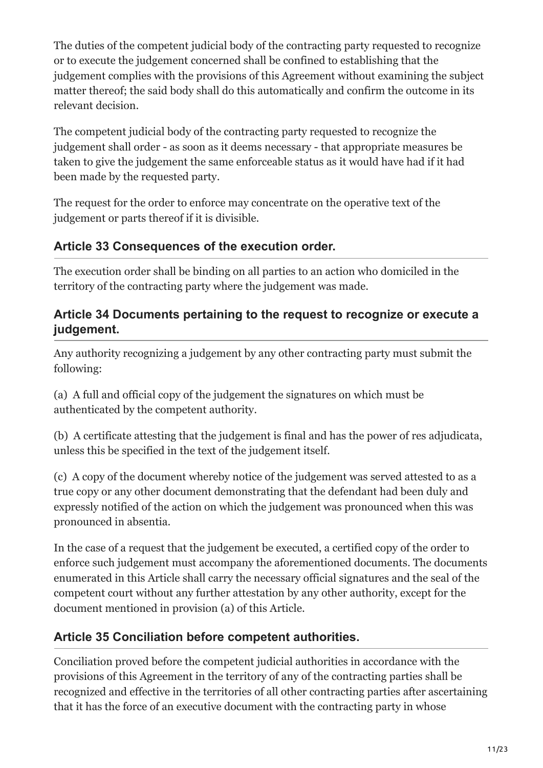The duties of the competent judicial body of the contracting party requested to recognize or to execute the judgement concerned shall be confined to establishing that the judgement complies with the provisions of this Agreement without examining the subject matter thereof; the said body shall do this automatically and confirm the outcome in its relevant decision.

The competent judicial body of the contracting party requested to recognize the judgement shall order - as soon as it deems necessary - that appropriate measures be taken to give the judgement the same enforceable status as it would have had if it had been made by the requested party.

The request for the order to enforce may concentrate on the operative text of the judgement or parts thereof if it is divisible.

### Article 33 Consequences of the execution order.

The execution order shall be binding on all parties to an action who domiciled in the territory of the contracting party where the judgement was made.

### Article 34 Documents pertaining to the request to recognize or execute a judgement.

Any authority recognizing a judgement by any other contracting party must submit the following:

(a) A full and official copy of the judgement the signatures on which must be authenticated by the competent authority.

(b) A certificate attesting that the judgement is final and has the power of res adjudicata, unless this be specified in the text of the judgement itself.

(c) A copy of the document whereby notice of the judgement was served attested to as a true copy or any other document demonstrating that the defendant had been duly and expressly notified of the action on which the judgement was pronounced when this was pronounced in absentia.

In the case of a request that the judgement be executed, a certified copy of the order to enforce such judgement must accompany the aforementioned documents. The documents enumerated in this Article shall carry the necessary official signatures and the seal of the competent court without any further attestation by any other authority, except for the document mentioned in provision (a) of this Article.

### Article 35 Conciliation before competent authorities.

Conciliation proved before the competent judicial authorities in accordance with the provisions of this Agreement in the territory of any of the contracting parties shall be recognized and effective in the territories of all other contracting parties after ascertaining that it has the force of an executive document with the contracting party in whose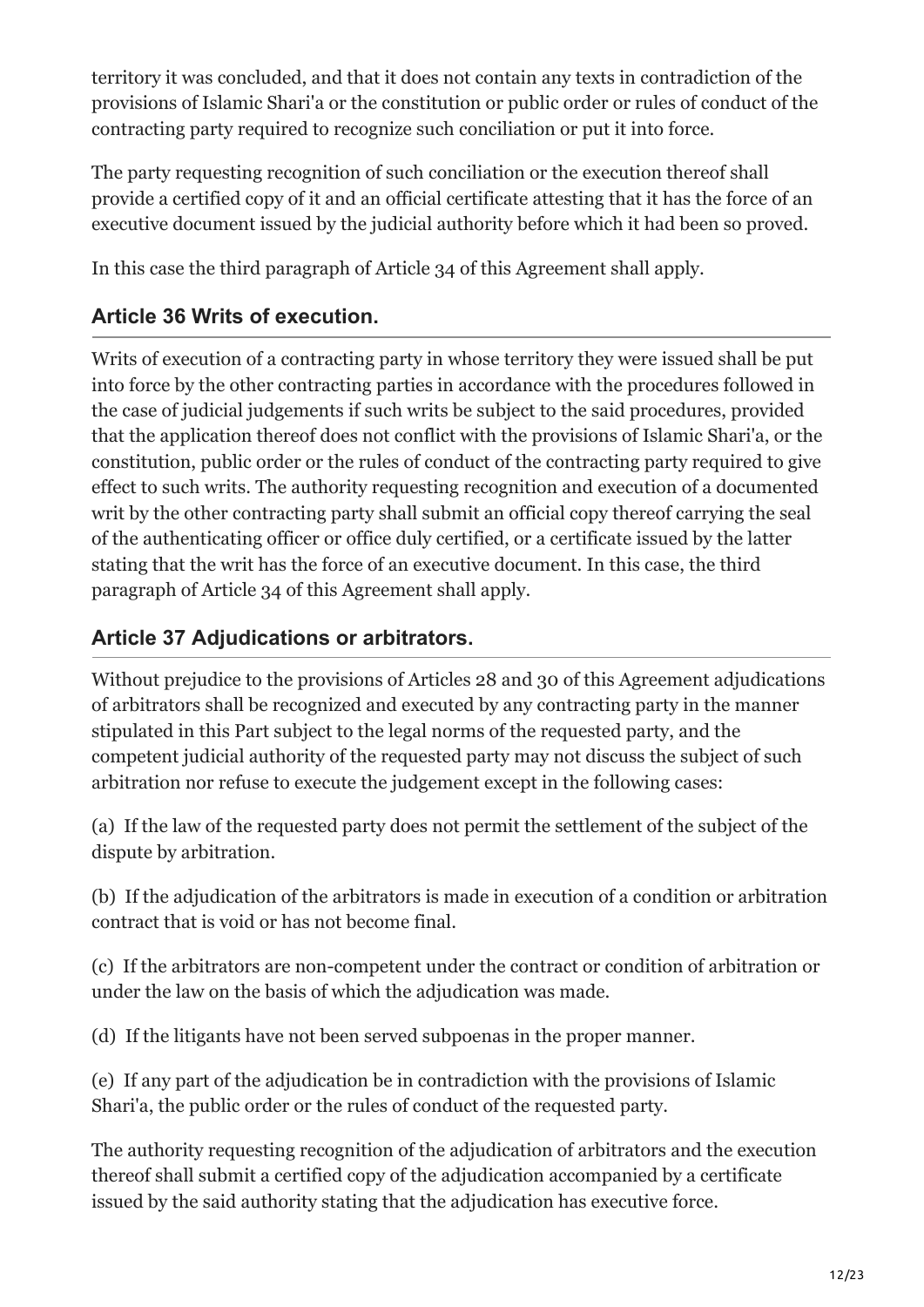territory it was concluded, and that it does not contain any texts in contradiction of the provisions of Islamic Shari'a or the constitution or public order or rules of conduct of the contracting party required to recognize such conciliation or put it into force.

The party requesting recognition of such conciliation or the execution thereof shall provide a certified copy of it and an official certificate attesting that it has the force of an executive document issued by the judicial authority before which it had been so proved.

In this case the third paragraph of Article 34 of this Agreement shall apply.

### Article 36 Writs of execution.

Writs of execution of a contracting party in whose territory they were issued shall be put into force by the other contracting parties in accordance with the procedures followed in the case of judicial judgements if such writs be subject to the said procedures, provided that the application thereof does not conflict with the provisions of Islamic Shari'a, or the constitution, public order or the rules of conduct of the contracting party required to give effect to such writs. The authority requesting recognition and execution of a documented writ by the other contracting party shall submit an official copy thereof carrying the seal of the authenticating officer or office duly certified, or a certificate issued by the latter stating that the writ has the force of an executive document. In this case, the third paragraph of Article 34 of this Agreement shall apply.

### Article 37 Adjudications or arbitrators.

Without prejudice to the provisions of Articles 28 and 30 of this Agreement adjudications of arbitrators shall be recognized and executed by any contracting party in the manner stipulated in this Part subject to the legal norms of the requested party, and the competent judicial authority of the requested party may not discuss the subject of such arbitration nor refuse to execute the judgement except in the following cases:

(a) If the law of the requested party does not permit the settlement of the subject of the dispute by arbitration.

(b) If the adjudication of the arbitrators is made in execution of a condition or arbitration contract that is void or has not become final.

(c) If the arbitrators are non-competent under the contract or condition of arbitration or under the law on the basis of which the adjudication was made.

(d) If the litigants have not been served subpoenas in the proper manner.

(e) If any part of the adjudication be in contradiction with the provisions of Islamic Shari'a, the public order or the rules of conduct of the requested party.

The authority requesting recognition of the adjudication of arbitrators and the execution thereof shall submit a certified copy of the adjudication accompanied by a certificate issued by the said authority stating that the adjudication has executive force.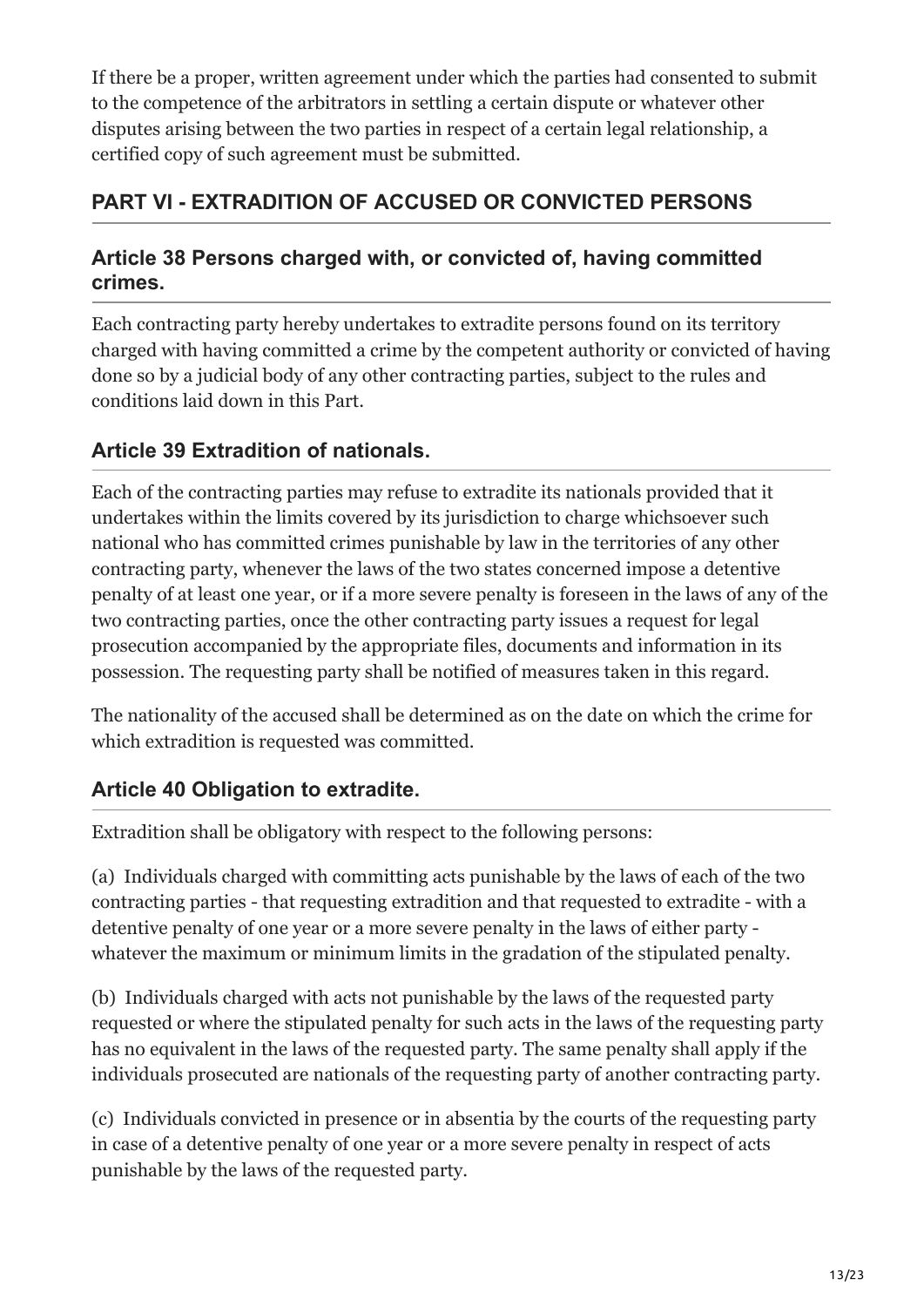If there be a proper, written agreement under which the parties had consented to submit to the competence of the arbitrators in settling a certain dispute or whatever other disputes arising between the two parties in respect of a certain legal relationship, a certified copy of such agreement must be submitted.

## PART VI - EXTRADITION OF ACCUSED OR CONVICTED PERSONS

### Article 38 Persons charged with, or convicted of, having committed crimes.

Each contracting party hereby undertakes to extradite persons found on its territory charged with having committed a crime by the competent authority or convicted of having done so by a judicial body of any other contracting parties, subject to the rules and conditions laid down in this Part.

### Article 39 Extradition of nationals.

Each of the contracting parties may refuse to extradite its nationals provided that it undertakes within the limits covered by its jurisdiction to charge whichsoever such national who has committed crimes punishable by law in the territories of any other contracting party, whenever the laws of the two states concerned impose a detentive penalty of at least one year, or if a more severe penalty is foreseen in the laws of any of the two contracting parties, once the other contracting party issues a request for legal prosecution accompanied by the appropriate files, documents and information in its possession. The requesting party shall be notified of measures taken in this regard.

The nationality of the accused shall be determined as on the date on which the crime for which extradition is requested was committed.

### Article 40 Obligation to extradite.

Extradition shall be obligatory with respect to the following persons:

(a) Individuals charged with committing acts punishable by the laws of each of the two contracting parties - that requesting extradition and that requested to extradite - with a detentive penalty of one year or a more severe penalty in the laws of either party - whatever the maximum or minimum limits in the gradation of the stipulated penalty.

(b) Individuals charged with acts not punishable by the laws of the requested party requested or where the stipulated penalty for such acts in the laws of the requesting party has no equivalent in the laws of the requested party. The same penalty shall apply if the individuals prosecuted are nationals of the requesting party of another contracting party.

(c) Individuals convicted in presence or in absentia by the courts of the requesting party in case of a detentive penalty of one year or a more severe penalty in respect of acts punishable by the laws of the requested party.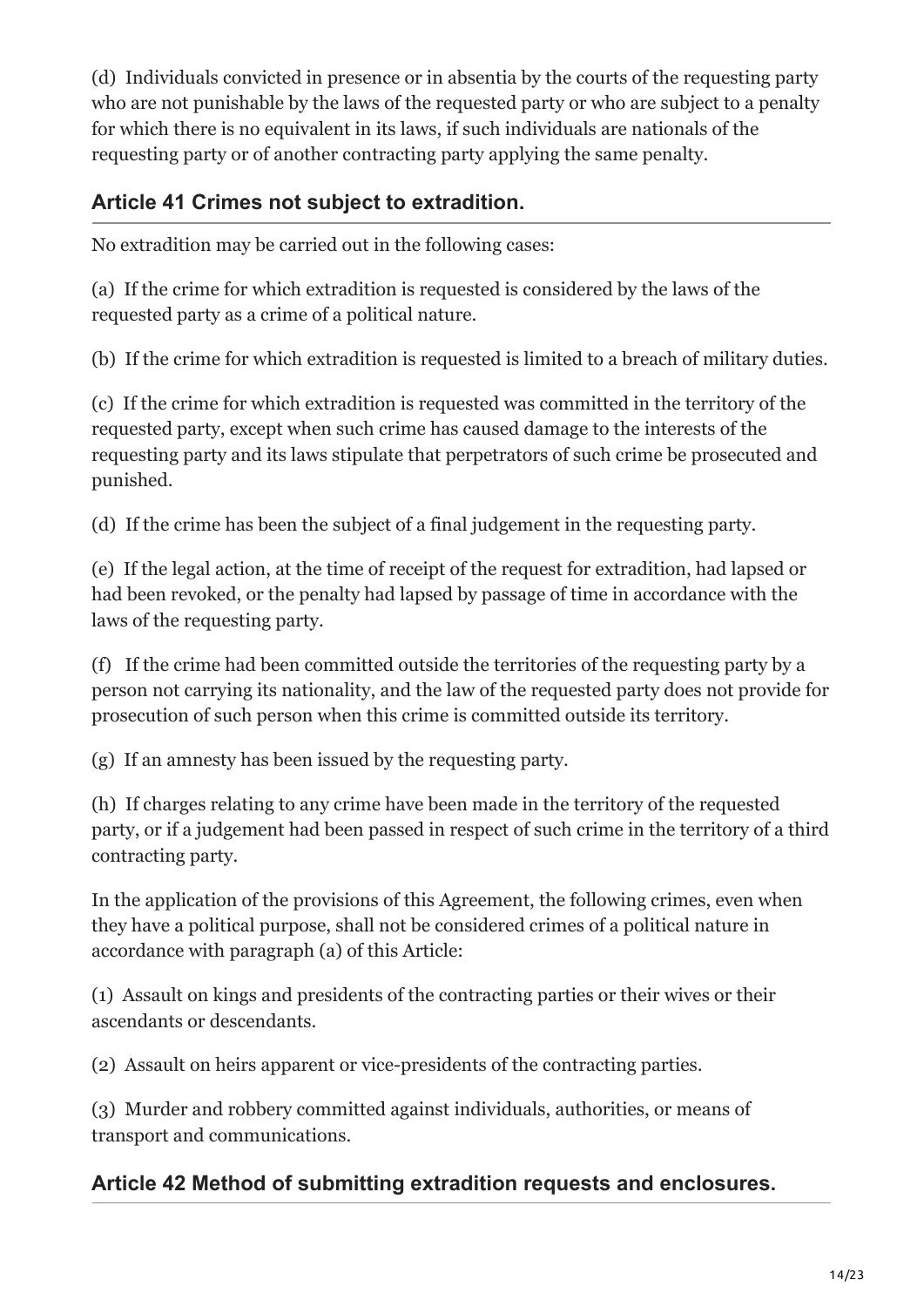(d) Individuals convicted in presence or in absentia by the courts of the requesting party who are not punishable by the laws of the requested party or who are subject to a penalty for which there is no equivalent in its laws, if such individuals are nationals of the requesting party or of another contracting party applying the same penalty.

### Article 41 Crimes not subject to extradition.

No extradition may be carried out in the following cases:

(a) If the crime for which extradition is requested is considered by the laws of the requested party as a crime of a political nature.

(b) If the crime for which extradition is requested is limited to a breach of military duties.

(c) If the crime for which extradition is requested was committed in the territory of the requested party, except when such crime has caused damage to the interests of the requesting party and its laws stipulate that perpetrators of such crime be prosecuted and punished.

(d) If the crime has been the subject of a final judgement in the requesting party.

(e) If the legal action, at the time of receipt of the request for extradition, had lapsed or had been revoked, or the penalty had lapsed by passage of time in accordance with the laws of the requesting party.

(f) If the crime had been committed outside the territories of the requesting party by a person not carrying its nationality, and the law of the requested party does not provide for prosecution of such person when this crime is committed outside its territory.

(g) If an amnesty has been issued by the requesting party.

(h) If charges relating to any crime have been made in the territory of the requested party, or if a judgement had been passed in respect of such crime in the territory of a third contracting party.

In the application of the provisions of this Agreement, the following crimes, even when they have a political purpose, shall not be considered crimes of a political nature in accordance with paragraph (a) of this Article:

(1) Assault on kings and presidents of the contracting parties or their wives or their ascendants or descendants.

(2) Assault on heirs apparent or vice-presidents of the contracting parties.

(3) Murder and robbery committed against individuals, authorities, or means of transport and communications.

### Article 42 Method of submitting extradition requests and enclosures.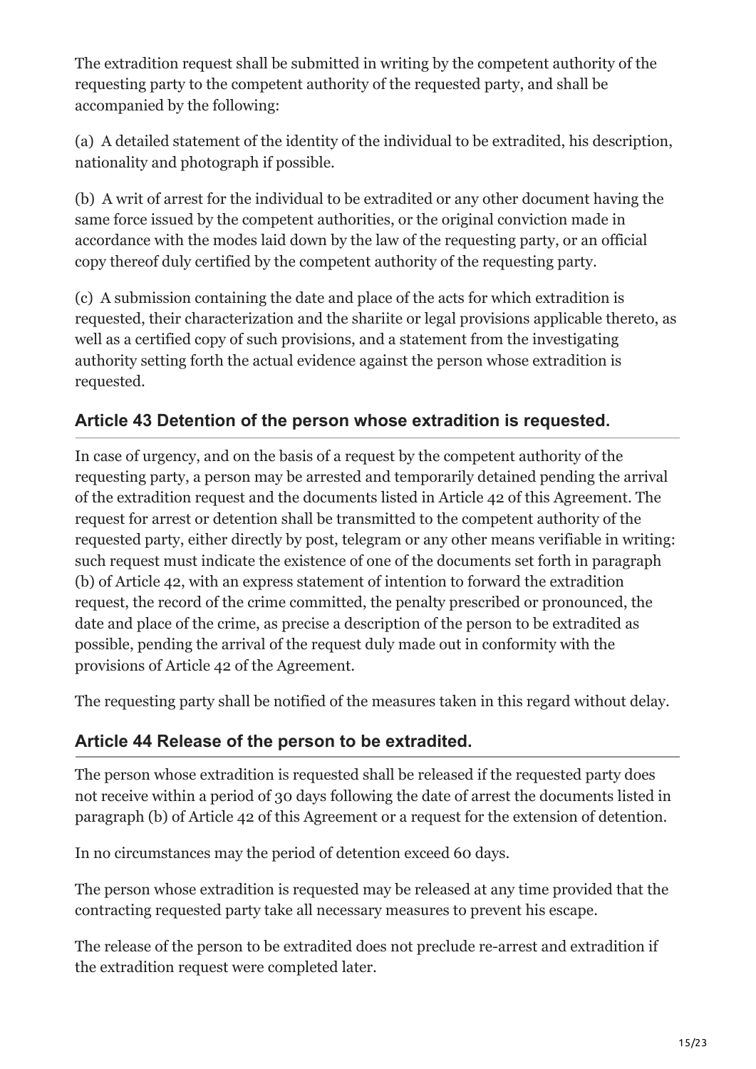The extradition request shall be submitted in writing by the competent authority of the requesting party to the competent authority of the requested party, and shall be accompanied by the following:

(a) A detailed statement of the identity of the individual to be extradited, his description, nationality and photograph if possible.

(b) A writ of arrest for the individual to be extradited or any other document having the same force issued by the competent authorities, or the original conviction made in accordance with the modes laid down by the law of the requesting party, or an official copy thereof duly certified by the competent authority of the requesting party.

(c) A submission containing the date and place of the acts for which extradition is requested, their characterization and the shariite or legal provisions applicable thereto, as well as a certified copy of such provisions, and a statement from the investigating authority setting forth the actual evidence against the person whose extradition is requested.

## Article 43 Detention of the person whose extradition is requested.

In case of urgency, and on the basis of a request by the competent authority of the requesting party, a person may be arrested and temporarily detained pending the arrival of the extradition request and the documents listed in Article 42 of this Agreement. The request for arrest or detention shall be transmitted to the competent authority of the requested party, either directly by post, telegram or any other means verifiable in writing: such request must indicate the existence of one of the documents set forth in paragraph (b) of Article 42, with an express statement of intention to forward the extradition request, the record of the crime committed, the penalty prescribed or pronounced, the date and place of the crime, as precise a description of the person to be extradited as possible, pending the arrival of the request duly made out in conformity with the provisions of Article 42 of the Agreement.

The requesting party shall be notified of the measures taken in this regard without delay.

## Article 44 Release of the person to be extradited.

The person whose extradition is requested shall be released if the requested party does not receive within a period of 30 days following the date of arrest the documents listed in paragraph (b) of Article 42 of this Agreement or a request for the extension of detention.

In no circumstances may the period of detention exceed 60 days.

The person whose extradition is requested may be released at any time provided that the contracting requested party take all necessary measures to prevent his escape.

The release of the person to be extradited does not preclude re-arrest and extradition if the extradition request were completed later.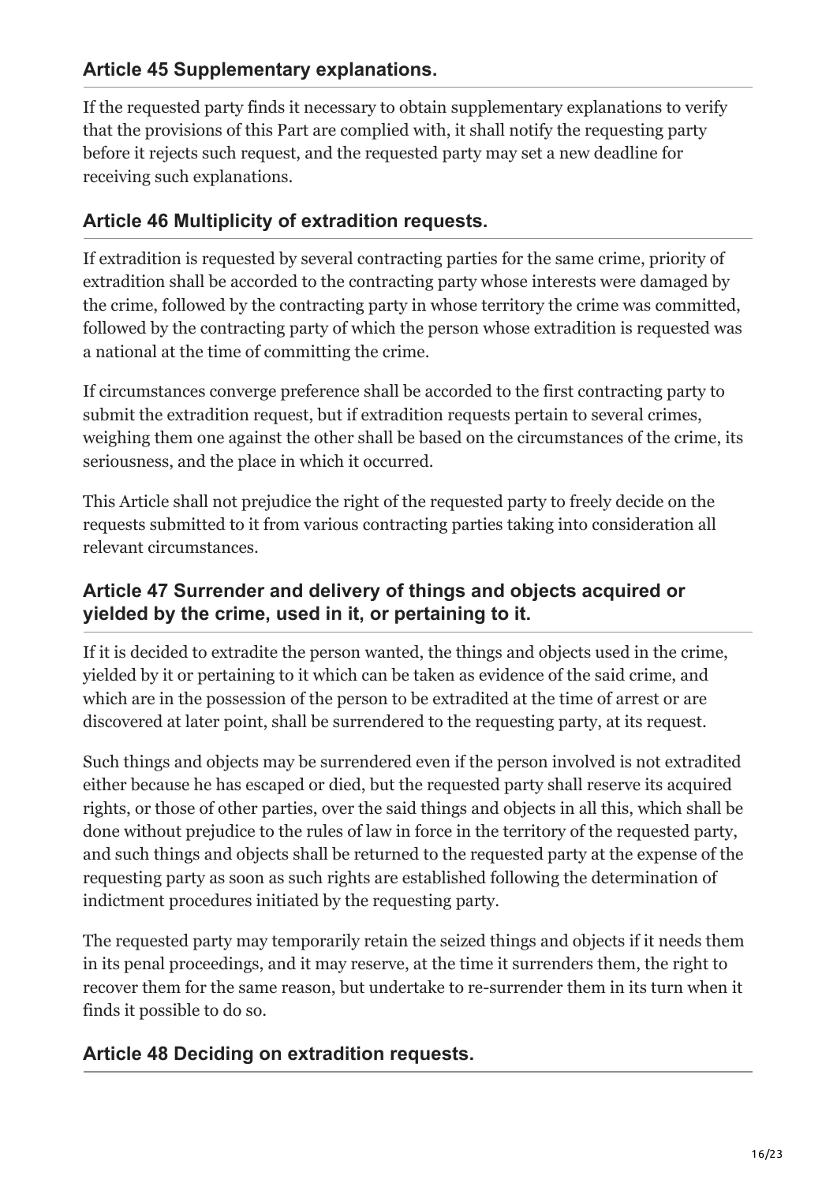### Article 45 Supplementary explanations.

If the requested party finds it necessary to obtain supplementary explanations to verify that the provisions of this Part are complied with, it shall notify the requesting party before it rejects such request, and the requested party may set a new deadline for receiving such explanations.

### Article 46 Multiplicity of extradition requests.

If extradition is requested by several contracting parties for the same crime, priority of extradition shall be accorded to the contracting party whose interests were damaged by the crime, followed by the contracting party in whose territory the crime was committed, followed by the contracting party of which the person whose extradition is requested was a national at the time of committing the crime.

If circumstances converge preference shall be accorded to the first contracting party to submit the extradition request, but if extradition requests pertain to several crimes, weighing them one against the other shall be based on the circumstances of the crime, its seriousness, and the place in which it occurred.

This Article shall not prejudice the right of the requested party to freely decide on the requests submitted to it from various contracting parties taking into consideration all relevant circumstances.

### Article 47 Surrender and delivery of things and objects acquired or yielded by the crime, used in it, or pertaining to it.

If it is decided to extradite the person wanted, the things and objects used in the crime, yielded by it or pertaining to it which can be taken as evidence of the said crime, and which are in the possession of the person to be extradited at the time of arrest or are discovered at later point, shall be surrendered to the requesting party, at its request.

Such things and objects may be surrendered even if the person involved is not extradited either because he has escaped or died, but the requested party shall reserve its acquired rights, or those of other parties, over the said things and objects in all this, which shall be done without prejudice to the rules of law in force in the territory of the requested party, and such things and objects shall be returned to the requested party at the expense of the requesting party as soon as such rights are established following the determination of indictment procedures initiated by the requesting party.

The requested party may temporarily retain the seized things and objects if it needs them in its penal proceedings, and it may reserve, at the time it surrenders them, the right to recover them for the same reason, but undertake to re-surrender them in its turn when it finds it possible to do so.

### Article 48 Deciding on extradition requests.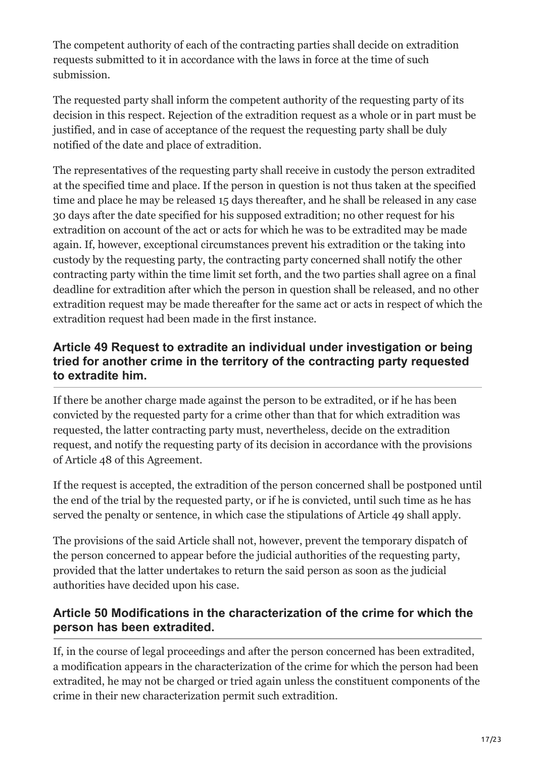The competent authority of each of the contracting parties shall decide on extradition requests submitted to it in accordance with the laws in force at the time of such submission.

The requested party shall inform the competent authority of the requesting party of its decision in this respect. Rejection of the extradition request as a whole or in part must be justified, and in case of acceptance of the request the requesting party shall be duly notified of the date and place of extradition.

The representatives of the requesting party shall receive in custody the person extradited at the specified time and place. If the person in question is not thus taken at the specified time and place he may be released 15 days thereafter, and he shall be released in any case 30 days after the date specified for his supposed extradition; no other request for his extradition on account of the act or acts for which he was to be extradited may be made again. If, however, exceptional circumstances prevent his extradition or the taking into custody by the requesting party, the contracting party concerned shall notify the other contracting party within the time limit set forth, and the two parties shall agree on a final deadline for extradition after which the person in question shall be released, and no other extradition request may be made thereafter for the same act or acts in respect of which the extradition request had been made in the first instance.

### Article 49 Request to extradite an individual under investigation or being tried for another crime in the territory of the contracting party requested to extradite him.

If there be another charge made against the person to be extradited, or if he has been convicted by the requested party for a crime other than that for which extradition was requested, the latter contracting party must, nevertheless, decide on the extradition request, and notify the requesting party of its decision in accordance with the provisions of Article 48 of this Agreement.

If the request is accepted, the extradition of the person concerned shall be postponed until the end of the trial by the requested party, or if he is convicted, until such time as he has served the penalty or sentence, in which case the stipulations of Article 49 shall apply.

The provisions of the said Article shall not, however, prevent the temporary dispatch of the person concerned to appear before the judicial authorities of the requesting party, provided that the latter undertakes to return the said person as soon as the judicial authorities have decided upon his case.

### Article 50 Modifications in the characterization of the crime for which the person has been extradited.

If, in the course of legal proceedings and after the person concerned has been extradited, a modification appears in the characterization of the crime for which the person had been extradited, he may not be charged or tried again unless the constituent components of the crime in their new characterization permit such extradition.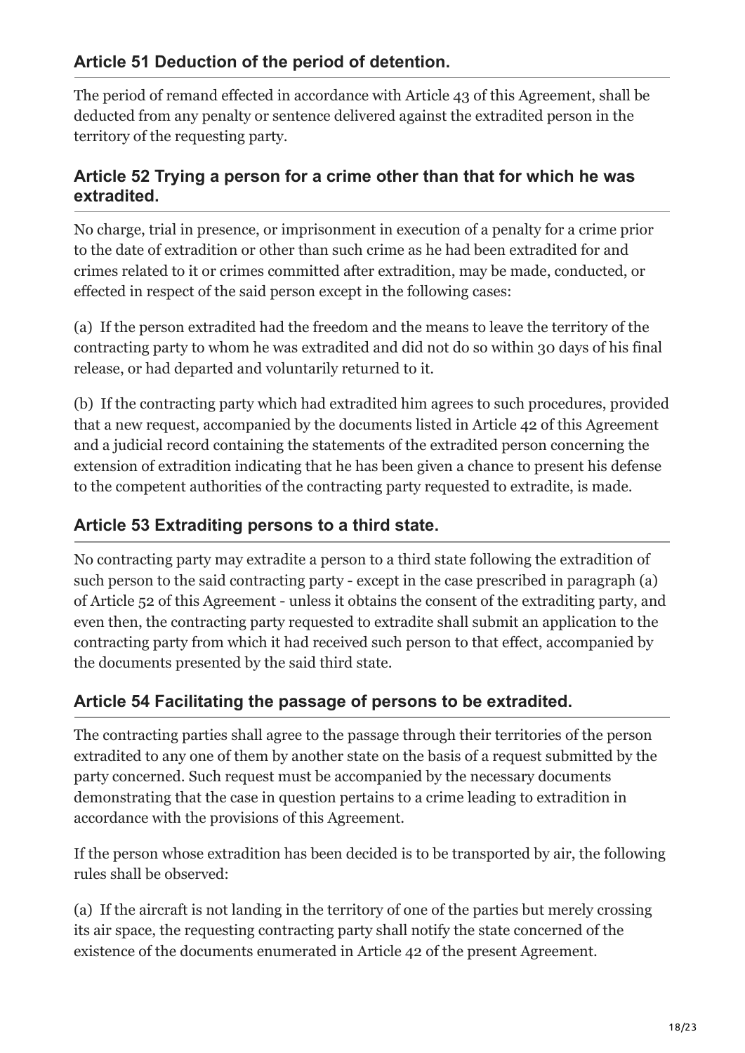### Article 51 Deduction of the period of detention.

The period of remand effected in accordance with Article 43 of this Agreement, shall be deducted from any penalty or sentence delivered against the extradited person in the territory of the requesting party.

### Article 52 Trying a person for a crime other than that for which he was extradited.

No charge, trial in presence, or imprisonment in execution of a penalty for a crime prior to the date of extradition or other than such crime as he had been extradited for and crimes related to it or crimes committed after extradition, may be made, conducted, or effected in respect of the said person except in the following cases:

(a) If the person extradited had the freedom and the means to leave the territory of the contracting party to whom he was extradited and did not do so within 30 days of his final release, or had departed and voluntarily returned to it.

(b) If the contracting party which had extradited him agrees to such procedures, provided that a new request, accompanied by the documents listed in Article 42 of this Agreement and a judicial record containing the statements of the extradited person concerning the extension of extradition indicating that he has been given a chance to present his defense to the competent authorities of the contracting party requested to extradite, is made.

### Article 53 Extraditing persons to a third state.

No contracting party may extradite a person to a third state following the extradition of such person to the said contracting party - except in the case prescribed in paragraph (a) of Article 52 of this Agreement - unless it obtains the consent of the extraditing party, and even then, the contracting party requested to extradite shall submit an application to the contracting party from which it had received such person to that effect, accompanied by the documents presented by the said third state.

### Article 54 Facilitating the passage of persons to be extradited.

The contracting parties shall agree to the passage through their territories of the person extradited to any one of them by another state on the basis of a request submitted by the party concerned. Such request must be accompanied by the necessary documents demonstrating that the case in question pertains to a crime leading to extradition in accordance with the provisions of this Agreement.

If the person whose extradition has been decided is to be transported by air, the following rules shall be observed:

(a) If the aircraft is not landing in the territory of one of the parties but merely crossing its air space, the requesting contracting party shall notify the state concerned of the existence of the documents enumerated in Article 42 of the present Agreement.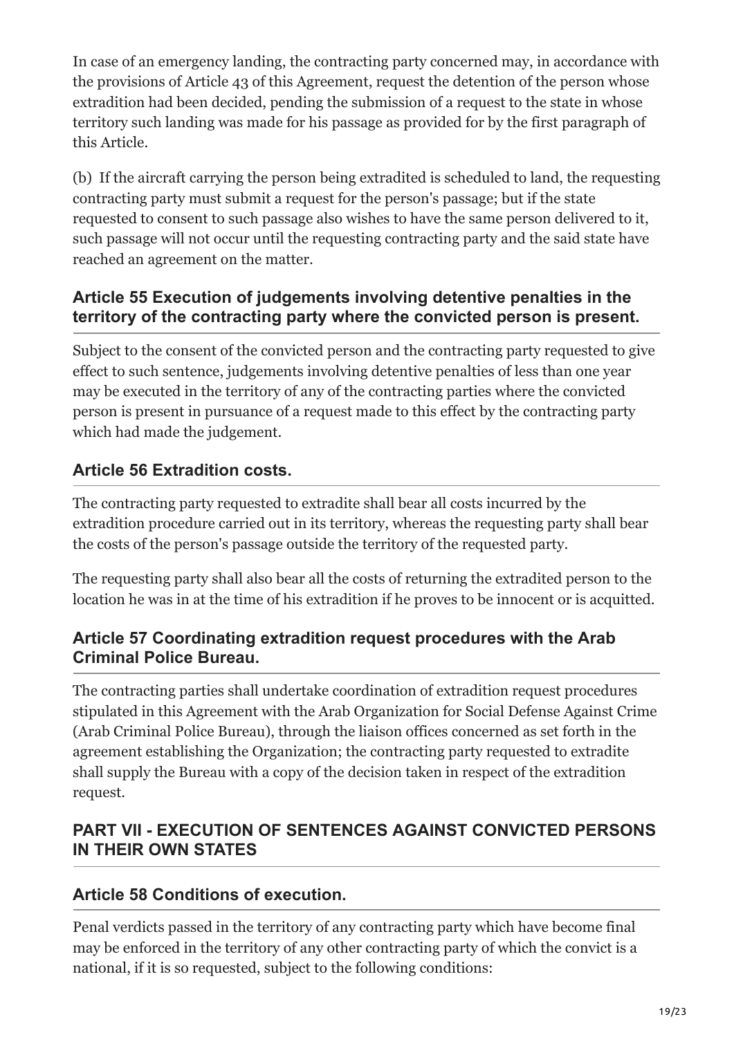In case of an emergency landing, the contracting party concerned may, in accordance with the provisions of Article 43 of this Agreement, request the detention of the person whose extradition had been decided, pending the submission of a request to the state in whose territory such landing was made for his passage as provided for by the first paragraph of this Article.

(b) If the aircraft carrying the person being extradited is scheduled to land, the requesting contracting party must submit a request for the person's passage; but if the state requested to consent to such passage also wishes to have the same person delivered to it, such passage will not occur until the requesting contracting party and the said state have reached an agreement on the matter.

### Article 55 Execution of judgements involving detentive penalties in the territory of the contracting party where the convicted person is present.

Subject to the consent of the convicted person and the contracting party requested to give effect to such sentence, judgements involving detentive penalties of less than one year may be executed in the territory of any of the contracting parties where the convicted person is present in pursuance of a request made to this effect by the contracting party which had made the judgement.

### Article 56 Extradition costs.

The contracting party requested to extradite shall bear all costs incurred by the extradition procedure carried out in its territory, whereas the requesting party shall bear the costs of the person's passage outside the territory of the requested party.

The requesting party shall also bear all the costs of returning the extradited person to the location he was in at the time of his extradition if he proves to be innocent or is acquitted.

### Article 57 Coordinating extradition request procedures with the Arab Criminal Police Bureau.

The contracting parties shall undertake coordination of extradition request procedures stipulated in this Agreement with the Arab Organization for Social Defense Against Crime (Arab Criminal Police Bureau), through the liaison offices concerned as set forth in the agreement establishing the Organization; the contracting party requested to extradite shall supply the Bureau with a copy of the decision taken in respect of the extradition request.

## PART VII - EXECUTION OF SENTENCES AGAINST CONVICTED PERSONS IN THEIR OWN STATES

### Article 58 Conditions of execution.

Penal verdicts passed in the territory of any contracting party which have become final may be enforced in the territory of any other contracting party of which the convict is a national, if it is so requested, subject to the following conditions: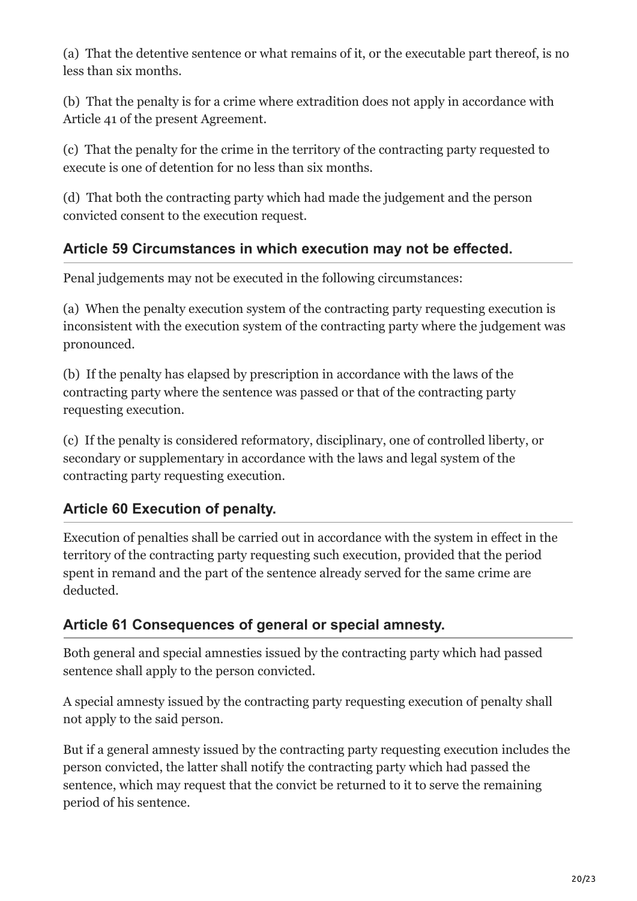(a) That the detentive sentence or what remains of it, or the executable part thereof, is no less than six months.

(b) That the penalty is for a crime where extradition does not apply in accordance with Article 41 of the present Agreement.

(c) That the penalty for the crime in the territory of the contracting party requested to execute is one of detention for no less than six months.

(d) That both the contracting party which had made the judgement and the person convicted consent to the execution request.

### Article 59 Circumstances in which execution may not be effected.

Penal judgements may not be executed in the following circumstances:

(a) When the penalty execution system of the contracting party requesting execution is inconsistent with the execution system of the contracting party where the judgement was pronounced.

(b) If the penalty has elapsed by prescription in accordance with the laws of the contracting party where the sentence was passed or that of the contracting party requesting execution.

(c) If the penalty is considered reformatory, disciplinary, one of controlled liberty, or secondary or supplementary in accordance with the laws and legal system of the contracting party requesting execution.

### Article 60 Execution of penalty.

Execution of penalties shall be carried out in accordance with the system in effect in the territory of the contracting party requesting such execution, provided that the period spent in remand and the part of the sentence already served for the same crime are deducted.

### Article 61 Consequences of general or special amnesty.

Both general and special amnesties issued by the contracting party which had passed sentence shall apply to the person convicted.

A special amnesty issued by the contracting party requesting execution of penalty shall not apply to the said person.

But if a general amnesty issued by the contracting party requesting execution includes the person convicted, the latter shall notify the contracting party which had passed the sentence, which may request that the convict be returned to it to serve the remaining period of his sentence.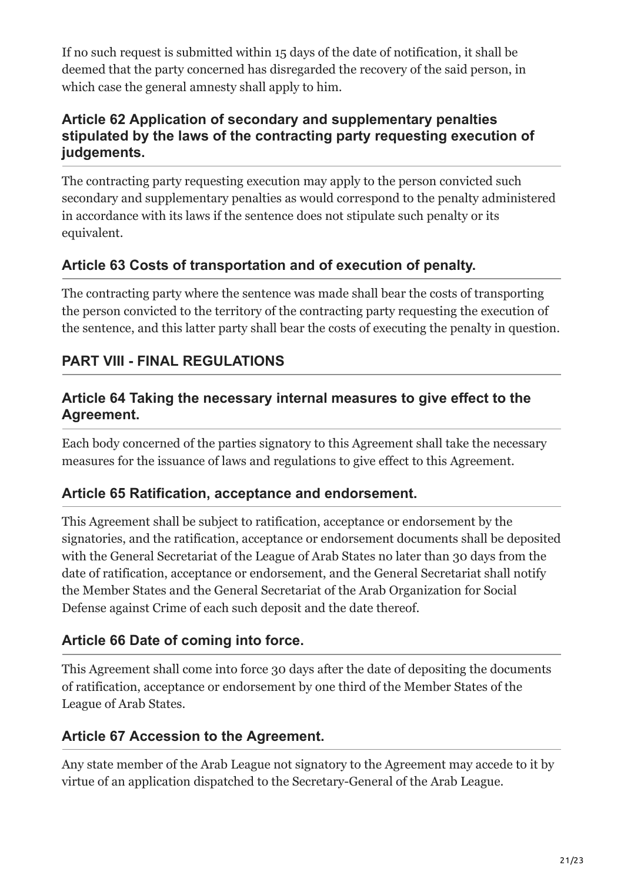If no such request is submitted within 15 days of the date of notification, it shall be deemed that the party concerned has disregarded the recovery of the said person, in which case the general amnesty shall apply to him.

### Article 62 Application of secondary and supplementary penalties stipulated by the laws of the contracting party requesting execution of judgements.

The contracting party requesting execution may apply to the person convicted such secondary and supplementary penalties as would correspond to the penalty administered in accordance with its laws if the sentence does not stipulate such penalty or its equivalent.

### Article 63 Costs of transportation and of execution of penalty.

The contracting party where the sentence was made shall bear the costs of transporting the person convicted to the territory of the contracting party requesting the execution of the sentence, and this latter party shall bear the costs of executing the penalty in question.

## PART VIII - FINAL REGULATIONS

### Article 64 Taking the necessary internal measures to give effect to the Agreement.

Each body concerned of the parties signatory to this Agreement shall take the necessary measures for the issuance of laws and regulations to give effect to this Agreement.

### Article 65 Ratification, acceptance and endorsement.

This Agreement shall be subject to ratification, acceptance or endorsement by the signatories, and the ratification, acceptance or endorsement documents shall be deposited with the General Secretariat of the League of Arab States no later than 30 days from the date of ratification, acceptance or endorsement, and the General Secretariat shall notify the Member States and the General Secretariat of the Arab Organization for Social Defense against Crime of each such deposit and the date thereof.

### Article 66 Date of coming into force.

This Agreement shall come into force 30 days after the date of depositing the documents of ratification, acceptance or endorsement by one third of the Member States of the League of Arab States.

### Article 67 Accession to the Agreement.

Any state member of the Arab League not signatory to the Agreement may accede to it by virtue of an application dispatched to the Secretary-General of the Arab League.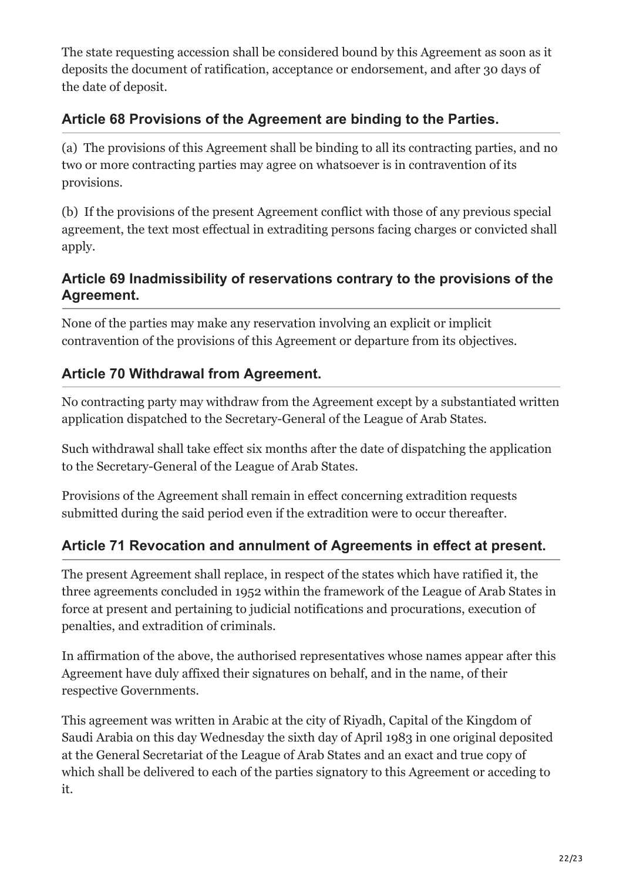The state requesting accession shall be considered bound by this Agreement as soon as it deposits the document of ratification, acceptance or endorsement, and after 30 days of the date of deposit.

### Article 68 Provisions of the Agreement are binding to the Parties.

(a) The provisions of this Agreement shall be binding to all its contracting parties, and no two or more contracting parties may agree on whatsoever is in contravention of its provisions.

(b) If the provisions of the present Agreement conflict with those of any previous special agreement, the text most effectual in extraditing persons facing charges or convicted shall apply.

### Article 69 Inadmissibility of reservations contrary to the provisions of the Agreement.

None of the parties may make any reservation involving an explicit or implicit contravention of the provisions of this Agreement or departure from its objectives.

### Article 70 Withdrawal from Agreement.

No contracting party may withdraw from the Agreement except by a substantiated written application dispatched to the Secretary-General of the League of Arab States.

Such withdrawal shall take effect six months after the date of dispatching the application to the Secretary-General of the League of Arab States.

Provisions of the Agreement shall remain in effect concerning extradition requests submitted during the said period even if the extradition were to occur thereafter.

### Article 71 Revocation and annulment of Agreements in effect at present.

The present Agreement shall replace, in respect of the states which have ratified it, the three agreements concluded in 1952 within the framework of the League of Arab States in force at present and pertaining to judicial notifications and procurations, execution of penalties, and extradition of criminals.

In affirmation of the above, the authorised representatives whose names appear after this Agreement have duly affixed their signatures on behalf, and in the name, of their respective Governments.

This agreement was written in Arabic at the city of Riyadh, Capital of the Kingdom of Saudi Arabia on this day Wednesday the sixth day of April 1983 in one original deposited at the General Secretariat of the League of Arab States and an exact and true copy of which shall be delivered to each of the parties signatory to this Agreement or acceding to it.